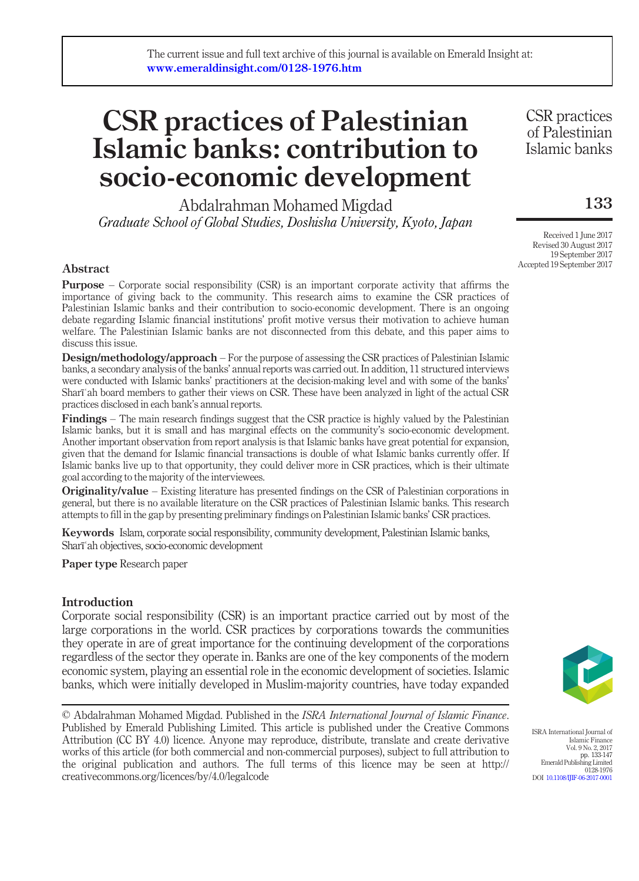The current issue and full text archive of this journal is available on Emerald Insight at: www.emeraldinsight.com/0128-1976.htm

# CSR practices of Palestinian Islamic banks: contribution to socio-economic development

Abdalrahman Mohamed Migdad
*Graduate School of Global Studies, Doshisha University, Kyoto, Japan*

Received 1 June 2017
Revised 30 August 2017
19 September 2017
Accepted 19 September 2017

## Abstract

**Purpose** – Corporate social responsibility (CSR) is an important corporate activity that affirms the importance of giving back to the community. This research aims to examine the CSR practices of Palestinian Islamic banks and their contribution to socio-economic development. There is an ongoing debate regarding Islamic financial institutions' profit motive versus their motivation to achieve human welfare. The Palestinian Islamic banks are not disconnected from this debate, and this paper aims to discuss this issue.

**Design/methodology/approach** – For the purpose of assessing the CSR practices of Palestinian Islamic banks, a secondary analysis of the banks' annual reports was carried out. In addition, 11 structured interviews were conducted with Islamic banks' practitioners at the decision-making level and with some of the banks' Sharīʿah board members to gather their views on CSR. These have been analyzed in light of the actual CSR practices disclosed in each bank's annual reports.

**Findings** – The main research findings suggest that the CSR practice is highly valued by the Palestinian Islamic banks, but it is small and has marginal effects on the community's socio-economic development. Another important observation from report analysis is that Islamic banks have great potential for expansion, given that the demand for Islamic financial transactions is double of what Islamic banks currently offer. If Islamic banks live up to that opportunity, they could deliver more in CSR practices, which is their ultimate goal according to the majority of the interviewees.

**Originality/value** – Existing literature has presented findings on the CSR of Palestinian corporations in general, but there is no available literature on the CSR practices of Palestinian Islamic banks. This research attempts to fill in the gap by presenting preliminary findings on Palestinian Islamic banks' CSR practices.

**Keywords** Islam, corporate social responsibility, community development, Palestinian Islamic banks, Sharīʿah objectives, socio-economic development

**Paper type** Research paper

## Introduction

Corporate social responsibility (CSR) is an important practice carried out by most of the large corporations in the world. CSR practices by corporations towards the communities they operate in are of great importance for the continuing development of the corporations regardless of the sector they operate in. Banks are one of the key components of the modern economic system, playing an essential role in the economic development of societies. Islamic banks, which were initially developed in Muslim-majority countries, have today expanded

© Abdalrahman Mohamed Migdad. Published in the *ISRA International Journal of Islamic Finance*. Published by Emerald Publishing Limited. This article is published under the Creative Commons Attribution (CC BY 4.0) licence. Anyone may reproduce, distribute, translate and create derivative works of this article (for both commercial and non-commercial purposes), subject to full attribution to the original publication and authors. The full terms of this licence may be seen at http://creativecommons.org/licences/by/4.0/legalcode

ISRA International Journal of Islamic Finance
Vol. 9 No. 2, 2017
pp. 133-147
Emerald Publishing Limited
0128-1976
DOI 10.1108/IJIF-06-2017-0001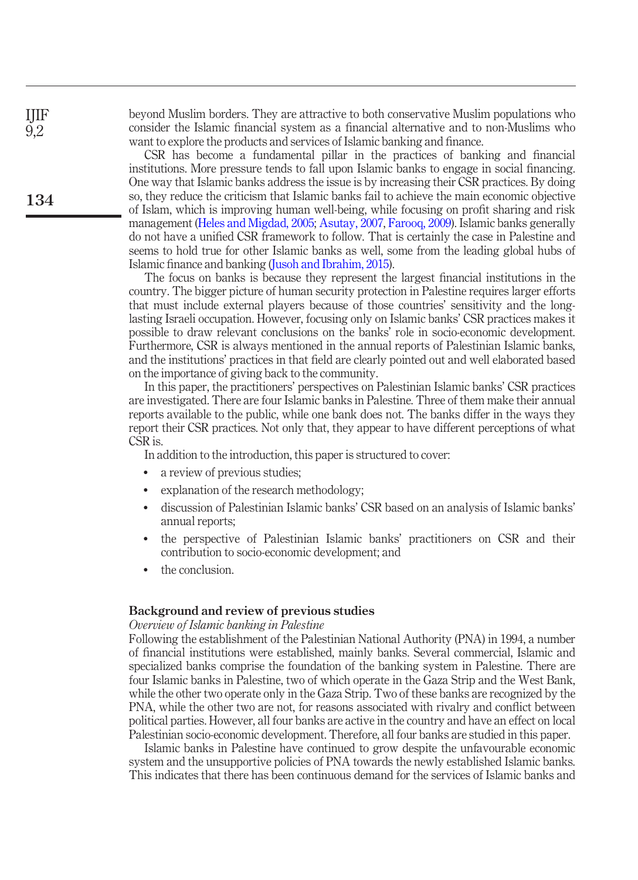beyond Muslim borders. They are attractive to both conservative Muslim populations who consider the Islamic financial system as a financial alternative and to non-Muslims who want to explore the products and services of Islamic banking and finance.

CSR has become a fundamental pillar in the practices of banking and financial institutions. More pressure tends to fall upon Islamic banks to engage in social financing. One way that Islamic banks address the issue is by increasing their CSR practices. By doing so, they reduce the criticism that Islamic banks fail to achieve the main economic objective of Islam, which is improving human well-being, while focusing on profit sharing and risk management (Heles and Migdad, 2005; Asutay, 2007, Farooq, 2009). Islamic banks generally do not have a unified CSR framework to follow. That is certainly the case in Palestine and seems to hold true for other Islamic banks as well, some from the leading global hubs of Islamic finance and banking (Jusoh and Ibrahim, 2015).

The focus on banks is because they represent the largest financial institutions in the country. The bigger picture of human security protection in Palestine requires larger efforts that must include external players because of those countries' sensitivity and the long-lasting Israeli occupation. However, focusing only on Islamic banks' CSR practices makes it possible to draw relevant conclusions on the banks' role in socio-economic development. Furthermore, CSR is always mentioned in the annual reports of Palestinian Islamic banks, and the institutions' practices in that field are clearly pointed out and well elaborated based on the importance of giving back to the community.

In this paper, the practitioners' perspectives on Palestinian Islamic banks' CSR practices are investigated. There are four Islamic banks in Palestine. Three of them make their annual reports available to the public, while one bank does not. The banks differ in the ways they report their CSR practices. Not only that, they appear to have different perceptions of what CSR is.

In addition to the introduction, this paper is structured to cover:

- a review of previous studies;
- explanation of the research methodology;
- discussion of Palestinian Islamic banks' CSR based on an analysis of Islamic banks' annual reports;
- the perspective of Palestinian Islamic banks' practitioners on CSR and their contribution to socio-economic development; and
- the conclusion.

## Background and review of previous studies

### *Overview of Islamic banking in Palestine*

Following the establishment of the Palestinian National Authority (PNA) in 1994, a number of financial institutions were established, mainly banks. Several commercial, Islamic and specialized banks comprise the foundation of the banking system in Palestine. There are four Islamic banks in Palestine, two of which operate in the Gaza Strip and the West Bank, while the other two operate only in the Gaza Strip. Two of these banks are recognized by the PNA, while the other two are not, for reasons associated with rivalry and conflict between political parties. However, all four banks are active in the country and have an effect on local Palestinian socio-economic development. Therefore, all four banks are studied in this paper.

Islamic banks in Palestine have continued to grow despite the unfavourable economic system and the unsupportive policies of PNA towards the newly established Islamic banks. This indicates that there has been continuous demand for the services of Islamic banks and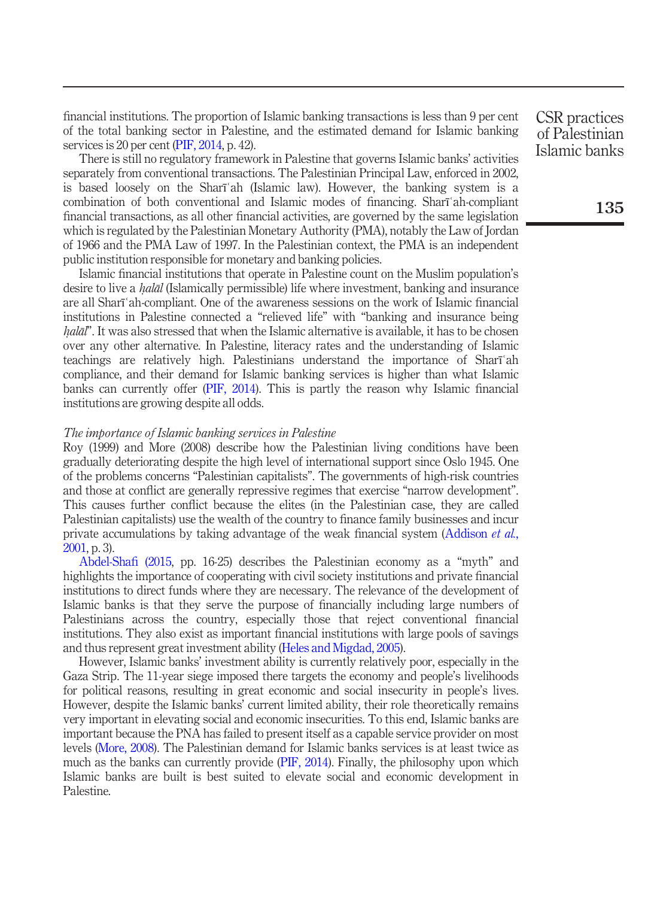financial institutions. The proportion of Islamic banking transactions is less than 9 per cent of the total banking sector in Palestine, and the estimated demand for Islamic banking services is 20 per cent (PIF, 2014, p. 42).

There is still no regulatory framework in Palestine that governs Islamic banks' activities separately from conventional transactions. The Palestinian Principal Law, enforced in 2002, is based loosely on the Sharīʿah (Islamic law). However, the banking system is a combination of both conventional and Islamic modes of financing. Sharīʿah-compliant financial transactions, as all other financial activities, are governed by the same legislation which is regulated by the Palestinian Monetary Authority (PMA), notably the Law of Jordan of 1966 and the PMA Law of 1997. In the Palestinian context, the PMA is an independent public institution responsible for monetary and banking policies.

Islamic financial institutions that operate in Palestine count on the Muslim population's desire to live a *ḥalāl* (Islamically permissible) life where investment, banking and insurance are all Sharīʿah-compliant. One of the awareness sessions on the work of Islamic financial institutions in Palestine connected a "relieved life" with "banking and insurance being *ḥalāl*". It was also stressed that when the Islamic alternative is available, it has to be chosen over any other alternative. In Palestine, literacy rates and the understanding of Islamic teachings are relatively high. Palestinians understand the importance of Sharīʿah compliance, and their demand for Islamic banking services is higher than what Islamic banks can currently offer (PIF, 2014). This is partly the reason why Islamic financial institutions are growing despite all odds.

*The importance of Islamic banking services in Palestine*

Roy (1999) and More (2008) describe how the Palestinian living conditions have been gradually deteriorating despite the high level of international support since Oslo 1945. One of the problems concerns "Palestinian capitalists". The governments of high-risk countries and those at conflict are generally repressive regimes that exercise "narrow development". This causes further conflict because the elites (in the Palestinian case, they are called Palestinian capitalists) use the wealth of the country to finance family businesses and incur private accumulations by taking advantage of the weak financial system (Addison *et al.*, 2001, p. 3).

Abdel-Shafi (2015, pp. 16-25) describes the Palestinian economy as a "myth" and highlights the importance of cooperating with civil society institutions and private financial institutions to direct funds where they are necessary. The relevance of the development of Islamic banks is that they serve the purpose of financially including large numbers of Palestinians across the country, especially those that reject conventional financial institutions. They also exist as important financial institutions with large pools of savings and thus represent great investment ability (Heles and Migdad, 2005).

However, Islamic banks' investment ability is currently relatively poor, especially in the Gaza Strip. The 11-year siege imposed there targets the economy and people's livelihoods for political reasons, resulting in great economic and social insecurity in people's lives. However, despite the Islamic banks' current limited ability, their role theoretically remains very important in elevating social and economic insecurities. To this end, Islamic banks are important because the PNA has failed to present itself as a capable service provider on most levels (More, 2008). The Palestinian demand for Islamic banks services is at least twice as much as the banks can currently provide (PIF, 2014). Finally, the philosophy upon which Islamic banks are built is best suited to elevate social and economic development in Palestine.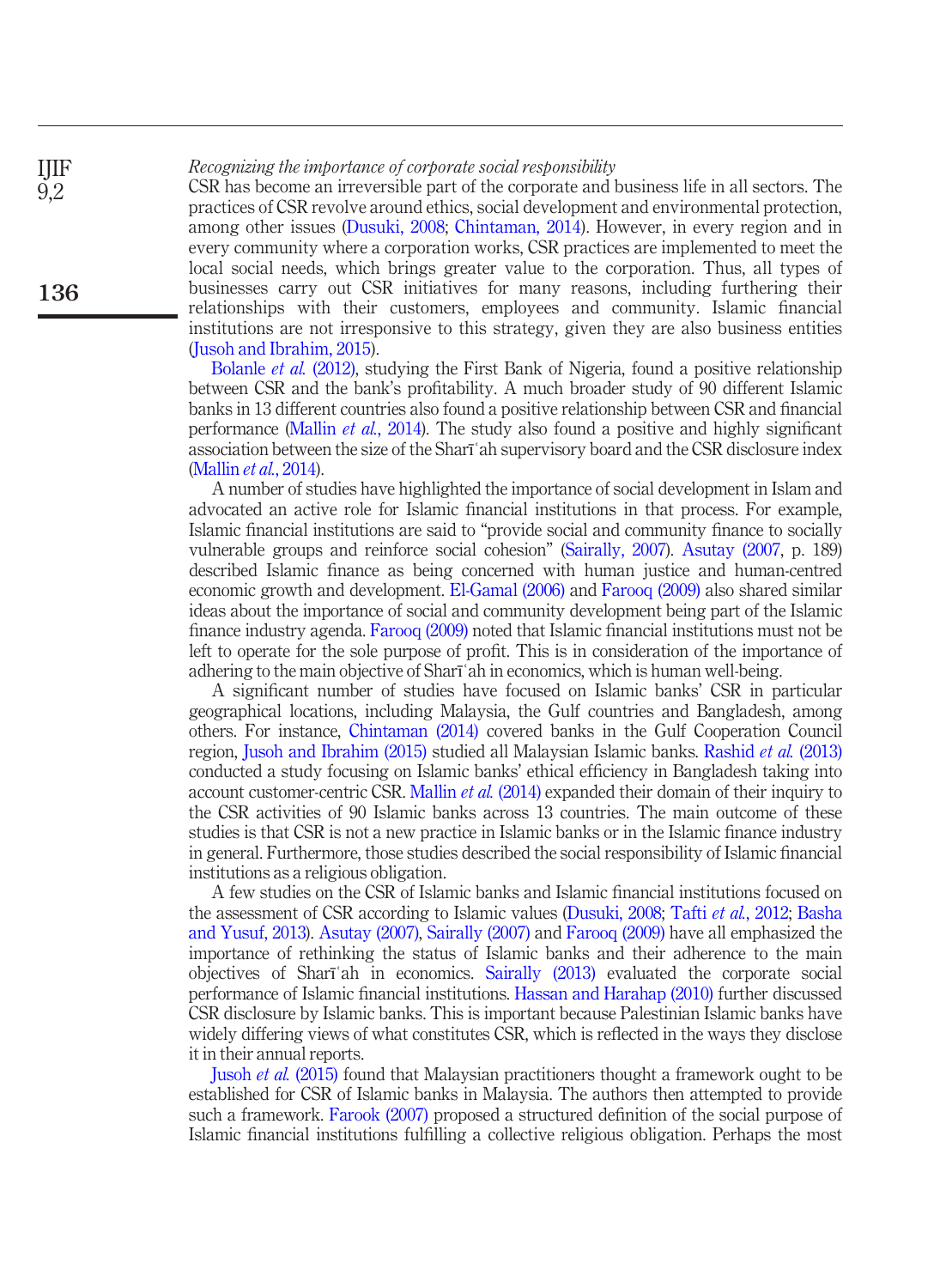*Recognizing the importance of corporate social responsibility*

CSR has become an irreversible part of the corporate and business life in all sectors. The practices of CSR revolve around ethics, social development and environmental protection, among other issues (Dusuki, 2008; Chintaman, 2014). However, in every region and in every community where a corporation works, CSR practices are implemented to meet the local social needs, which brings greater value to the corporation. Thus, all types of businesses carry out CSR initiatives for many reasons, including furthering their relationships with their customers, employees and community. Islamic financial institutions are not irresponsive to this strategy, given they are also business entities (Jusoh and Ibrahim, 2015).

Bolanle *et al.* (2012), studying the First Bank of Nigeria, found a positive relationship between CSR and the bank's profitability. A much broader study of 90 different Islamic banks in 13 different countries also found a positive relationship between CSR and financial performance (Mallin *et al.*, 2014). The study also found a positive and highly significant association between the size of the Sharī῾ah supervisory board and the CSR disclosure index (Mallin *et al.*, 2014).

A number of studies have highlighted the importance of social development in Islam and advocated an active role for Islamic financial institutions in that process. For example, Islamic financial institutions are said to "provide social and community finance to socially vulnerable groups and reinforce social cohesion" (Sairally, 2007). Asutay (2007, p. 189) described Islamic finance as being concerned with human justice and human-centred economic growth and development. El-Gamal (2006) and Farooq (2009) also shared similar ideas about the importance of social and community development being part of the Islamic finance industry agenda. Farooq (2009) noted that Islamic financial institutions must not be left to operate for the sole purpose of profit. This is in consideration of the importance of adhering to the main objective of Sharī῾ah in economics, which is human well-being.

A significant number of studies have focused on Islamic banks' CSR in particular geographical locations, including Malaysia, the Gulf countries and Bangladesh, among others. For instance, Chintaman (2014) covered banks in the Gulf Cooperation Council region, Jusoh and Ibrahim (2015) studied all Malaysian Islamic banks. Rashid *et al.* (2013) conducted a study focusing on Islamic banks' ethical efficiency in Bangladesh taking into account customer-centric CSR. Mallin *et al.* (2014) expanded their domain of their inquiry to the CSR activities of 90 Islamic banks across 13 countries. The main outcome of these studies is that CSR is not a new practice in Islamic banks or in the Islamic finance industry in general. Furthermore, those studies described the social responsibility of Islamic financial institutions as a religious obligation.

A few studies on the CSR of Islamic banks and Islamic financial institutions focused on the assessment of CSR according to Islamic values (Dusuki, 2008; Tafti *et al.*, 2012; Basha and Yusuf, 2013). Asutay (2007), Sairally (2007) and Farooq (2009) have all emphasized the importance of rethinking the status of Islamic banks and their adherence to the main objectives of Sharī῾ah in economics. Sairally (2013) evaluated the corporate social performance of Islamic financial institutions. Hassan and Harahap (2010) further discussed CSR disclosure by Islamic banks. This is important because Palestinian Islamic banks have widely differing views of what constitutes CSR, which is reflected in the ways they disclose it in their annual reports.

Jusoh *et al.* (2015) found that Malaysian practitioners thought a framework ought to be established for CSR of Islamic banks in Malaysia. The authors then attempted to provide such a framework. Farook (2007) proposed a structured definition of the social purpose of Islamic financial institutions fulfilling a collective religious obligation. Perhaps the most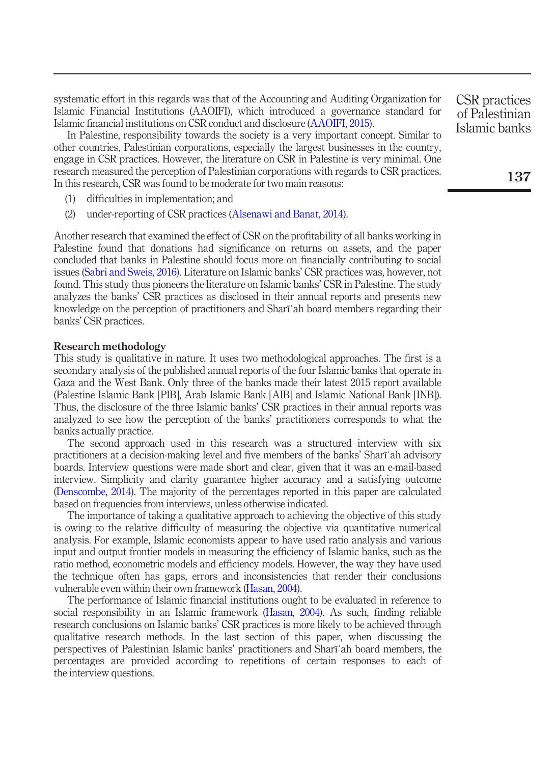systematic effort in this regards was that of the Accounting and Auditing Organization for Islamic Financial Institutions (AAOIFI), which introduced a governance standard for Islamic financial institutions on CSR conduct and disclosure (AAOIFI, 2015).

In Palestine, responsibility towards the society is a very important concept. Similar to other countries, Palestinian corporations, especially the largest businesses in the country, engage in CSR practices. However, the literature on CSR in Palestine is very minimal. One research measured the perception of Palestinian corporations with regards to CSR practices. In this research, CSR was found to be moderate for two main reasons:

(1) difficulties in implementation; and

(2) under-reporting of CSR practices (Alsenawi and Banat, 2014).

Another research that examined the effect of CSR on the profitability of all banks working in Palestine found that donations had significance on returns on assets, and the paper concluded that banks in Palestine should focus more on financially contributing to social issues (Sabri and Sweis, 2016). Literature on Islamic banks' CSR practices was, however, not found. This study thus pioneers the literature on Islamic banks' CSR in Palestine. The study analyzes the banks' CSR practices as disclosed in their annual reports and presents new knowledge on the perception of practitioners and Sharīʿah board members regarding their banks' CSR practices.

## Research methodology

This study is qualitative in nature. It uses two methodological approaches. The first is a secondary analysis of the published annual reports of the four Islamic banks that operate in Gaza and the West Bank. Only three of the banks made their latest 2015 report available (Palestine Islamic Bank [PIB], Arab Islamic Bank [AIB] and Islamic National Bank [INB]). Thus, the disclosure of the three Islamic banks' CSR practices in their annual reports was analyzed to see how the perception of the banks' practitioners corresponds to what the banks actually practice.

The second approach used in this research was a structured interview with six practitioners at a decision-making level and five members of the banks' Sharīʿah advisory boards. Interview questions were made short and clear, given that it was an e-mail-based interview. Simplicity and clarity guarantee higher accuracy and a satisfying outcome (Denscombe, 2014). The majority of the percentages reported in this paper are calculated based on frequencies from interviews, unless otherwise indicated.

The importance of taking a qualitative approach to achieving the objective of this study is owing to the relative difficulty of measuring the objective via quantitative numerical analysis. For example, Islamic economists appear to have used ratio analysis and various input and output frontier models in measuring the efficiency of Islamic banks, such as the ratio method, econometric models and efficiency models. However, the way they have used the technique often has gaps, errors and inconsistencies that render their conclusions vulnerable even within their own framework (Hasan, 2004).

The performance of Islamic financial institutions ought to be evaluated in reference to social responsibility in an Islamic framework (Hasan, 2004). As such, finding reliable research conclusions on Islamic banks' CSR practices is more likely to be achieved through qualitative research methods. In the last section of this paper, when discussing the perspectives of Palestinian Islamic banks' practitioners and Sharīʿah board members, the percentages are provided according to repetitions of certain responses to each of the interview questions.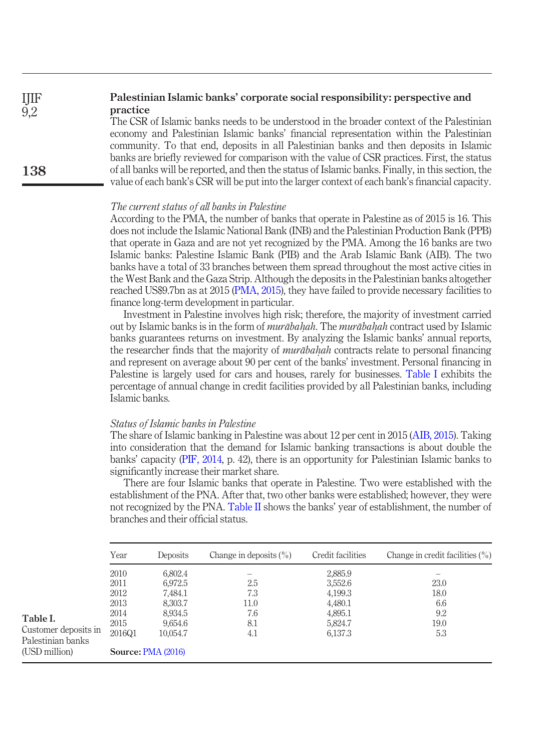## Palestinian Islamic banks' corporate social responsibility: perspective and practice

The CSR of Islamic banks needs to be understood in the broader context of the Palestinian economy and Palestinian Islamic banks' financial representation within the Palestinian community. To that end, deposits in all Palestinian banks and then deposits in Islamic banks are briefly reviewed for comparison with the value of CSR practices. First, the status of all banks will be reported, and then the status of Islamic banks. Finally, in this section, the value of each bank's CSR will be put into the larger context of each bank's financial capacity.

### *The current status of all banks in Palestine*

According to the PMA, the number of banks that operate in Palestine as of 2015 is 16. This does not include the Islamic National Bank (INB) and the Palestinian Production Bank (PPB) that operate in Gaza and are not yet recognized by the PMA. Among the 16 banks are two Islamic banks: Palestine Islamic Bank (PIB) and the Arab Islamic Bank (AIB). The two banks have a total of 33 branches between them spread throughout the most active cities in the West Bank and the Gaza Strip. Although the deposits in the Palestinian banks altogether reached US$9.7bn as at 2015 (PMA, 2015), they have failed to provide necessary facilities to finance long-term development in particular.

Investment in Palestine involves high risk; therefore, the majority of investment carried out by Islamic banks is in the form of *murābaḥah*. The *murābaḥah* contract used by Islamic banks guarantees returns on investment. By analyzing the Islamic banks' annual reports, the researcher finds that the majority of *murābaḥah* contracts relate to personal financing and represent on average about 90 per cent of the banks' investment. Personal financing in Palestine is largely used for cars and houses, rarely for businesses. Table I exhibits the percentage of annual change in credit facilities provided by all Palestinian banks, including Islamic banks.

### *Status of Islamic banks in Palestine*

The share of Islamic banking in Palestine was about 12 per cent in 2015 (AIB, 2015). Taking into consideration that the demand for Islamic banking transactions is about double the banks' capacity (PIF, 2014, p. 42), there is an opportunity for Palestinian Islamic banks to significantly increase their market share.

There are four Islamic banks that operate in Palestine. Two were established with the establishment of the PNA. After that, two other banks were established; however, they were not recognized by the PNA. Table II shows the banks' year of establishment, the number of branches and their official status.

**Table I.** Customer deposits in Palestinian banks (USD million)

| Year | Deposits | Change in deposits (%) | Credit facilities | Change in credit facilities (%) |
|---|---|---|---|---|
| 2010 | 6,802.4 | – | 2,885.9 | – |
| 2011 | 6,972.5 | 2.5 | 3,552.6 | 23.0 |
| 2012 | 7,484.1 | 7.3 | 4,199.3 | 18.0 |
| 2013 | 8,303.7 | 11.0 | 4,480.1 | 6.6 |
| 2014 | 8,934.5 | 7.6 | 4,895.1 | 9.2 |
| 2015 | 9,654.6 | 8.1 | 5,824.7 | 19.0 |
| 2016Q1 | 10,054.7 | 4.1 | 6,137.3 | 5.3 |

**Source:** PMA (2016)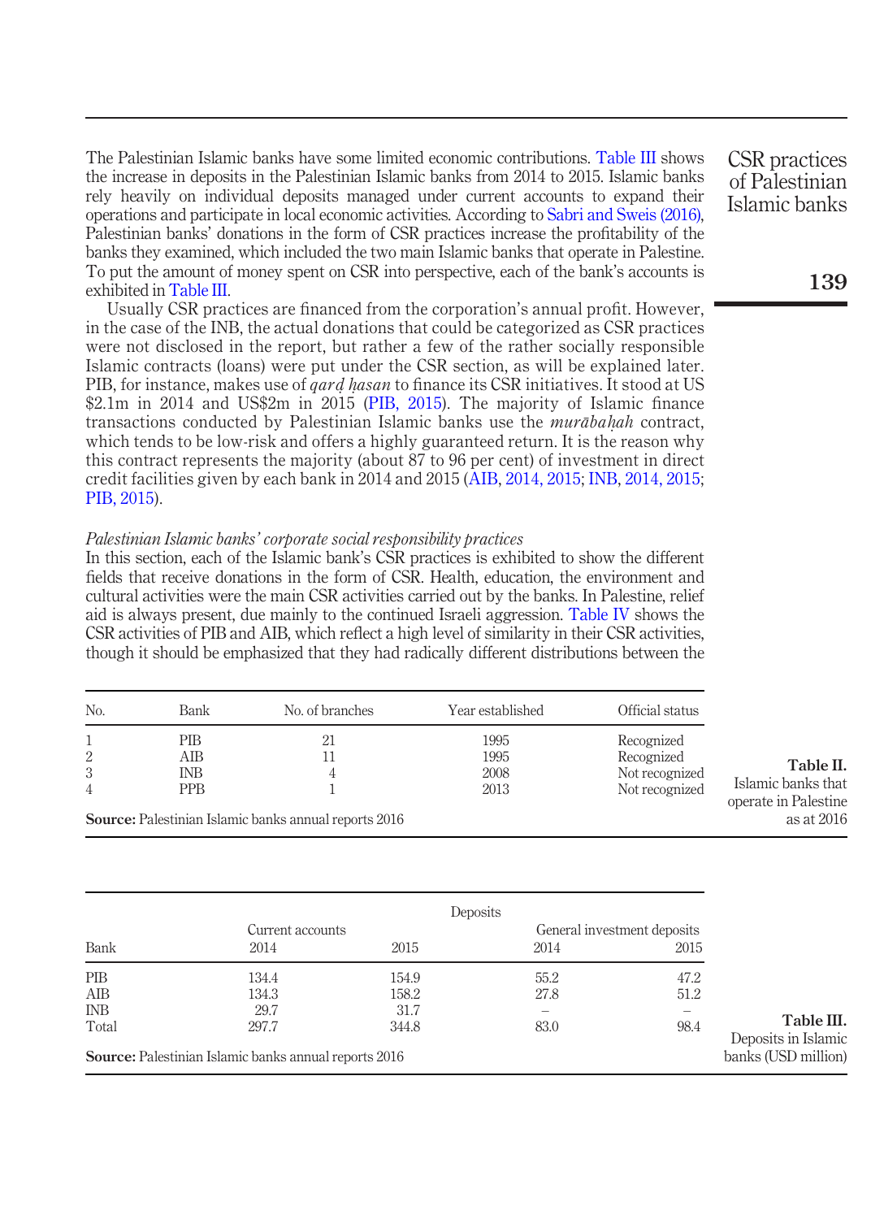The Palestinian Islamic banks have some limited economic contributions. Table III shows the increase in deposits in the Palestinian Islamic banks from 2014 to 2015. Islamic banks rely heavily on individual deposits managed under current accounts to expand their operations and participate in local economic activities. According to Sabri and Sweis (2016), Palestinian banks' donations in the form of CSR practices increase the profitability of the banks they examined, which included the two main Islamic banks that operate in Palestine. To put the amount of money spent on CSR into perspective, each of the bank's accounts is exhibited in Table III.

Usually CSR practices are financed from the corporation's annual profit. However, in the case of the INB, the actual donations that could be categorized as CSR practices were not disclosed in the report, but rather a few of the rather socially responsible Islamic contracts (loans) were put under the CSR section, as will be explained later. PIB, for instance, makes use of *qarḍ ḥasan* to finance its CSR initiatives. It stood at US $2.1m in 2014 and US$2m in 2015 (PIB, 2015). The majority of Islamic finance transactions conducted by Palestinian Islamic banks use the *murābaḥah* contract, which tends to be low-risk and offers a highly guaranteed return. It is the reason why this contract represents the majority (about 87 to 96 per cent) of investment in direct credit facilities given by each bank in 2014 and 2015 (AIB, 2014, 2015; INB, 2014, 2015; PIB, 2015).

*Palestinian Islamic banks' corporate social responsibility practices*

In this section, each of the Islamic bank's CSR practices is exhibited to show the different fields that receive donations in the form of CSR. Health, education, the environment and cultural activities were the main CSR activities carried out by the banks. In Palestine, relief aid is always present, due mainly to the continued Israeli aggression. Table IV shows the CSR activities of PIB and AIB, which reflect a high level of similarity in their CSR activities, though it should be emphasized that they had radically different distributions between the

| No. | Bank | No. of branches | Year established | Official status |
|---|---|---|---|---|
| 1 | PIB | 21 | 1995 | Recognized |
| 2 | AIB | 11 | 1995 | Recognized |
| 3 | INB | 4 | 2008 | Not recognized |
| 4 | PPB | 1 | 2013 | Not recognized |

**Source:** Palestinian Islamic banks annual reports 2016

**Table II.** Islamic banks that operate in Palestine as at 2016

| | Deposits | | | |
|---|---|---|---|---|
| | Current accounts | | General investment deposits | |
| Bank | 2014 | 2015 | 2014 | 2015 |
| PIB | 134.4 | 154.9 | 55.2 | 47.2 |
| AIB | 134.3 | 158.2 | 27.8 | 51.2 |
| INB | 29.7 | 31.7 | – | – |
| Total | 297.7 | 344.8 | 83.0 | 98.4 |

**Source:** Palestinian Islamic banks annual reports 2016

**Table III.** Deposits in Islamic banks (USD million)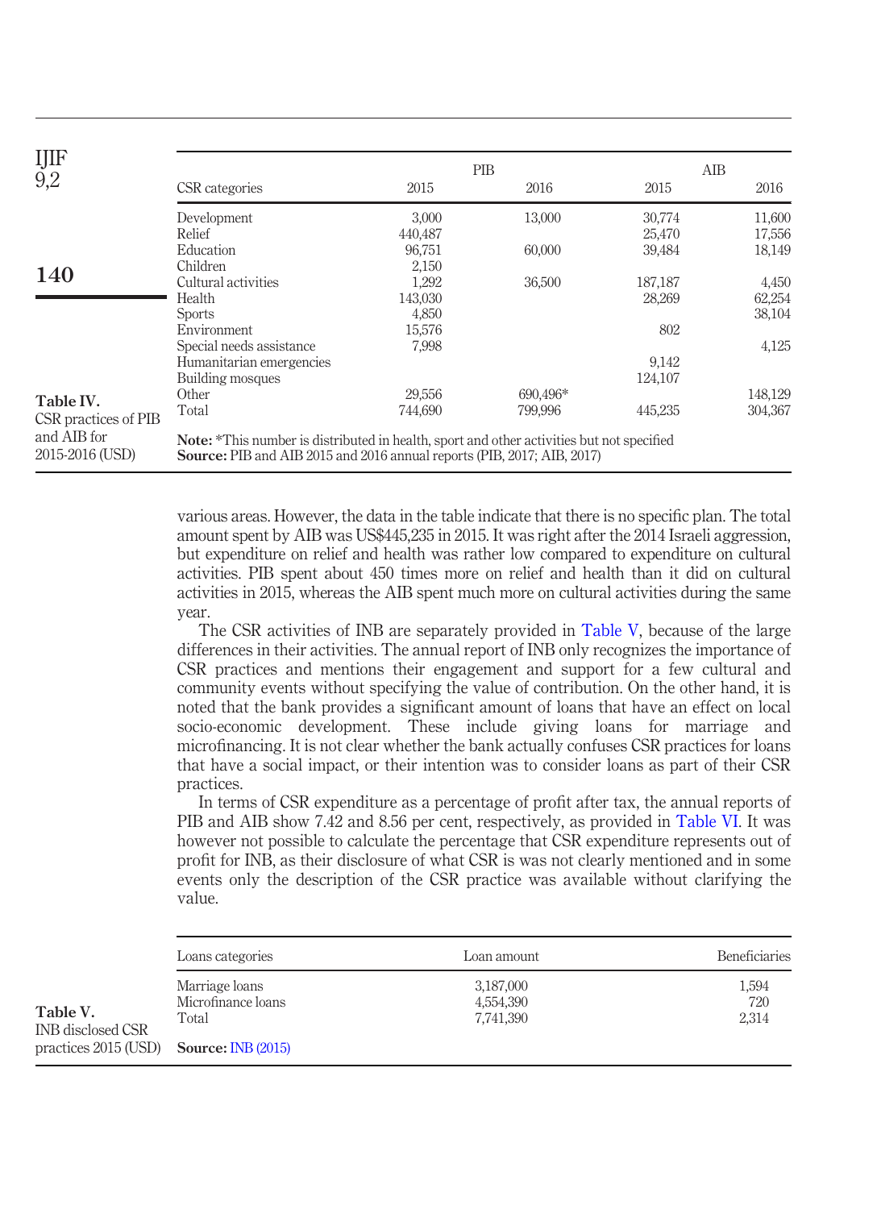| CSR categories | PIB 2015 | PIB 2016 | AIB 2015 | AIB 2016 |
|---|---|---|---|---|
| Development | 3,000 | 13,000 | 30,774 | 11,600 |
| Relief | 440,487 | | 25,470 | 17,556 |
| Education | 96,751 | 60,000 | 39,484 | 18,149 |
| Children | 2,150 | | | |
| Cultural activities | 1,292 | 36,500 | 187,187 | 4,450 |
| Health | 143,030 | | 28,269 | 62,254 |
| Sports | 4,850 | | | 38,104 |
| Environment | 15,576 | | 802 | |
| Special needs assistance | 7,998 | | | 4,125 |
| Humanitarian emergencies | | | 9,142 | |
| Building mosques | | | 124,107 | |
| Other | 29,556 | 690,496* | | 148,129 |
| Total | 744,690 | 799,996 | 445,235 | 304,367 |

**Note:** *This number is distributed in health, sport and other activities but not specified
**Source:** PIB and AIB 2015 and 2016 annual reports (PIB, 2017; AIB, 2017)

**Table IV.** CSR practices of PIB and AIB for 2015-2016 (USD)

various areas. However, the data in the table indicate that there is no specific plan. The total amount spent by AIB was US$445,235 in 2015. It was right after the 2014 Israeli aggression, but expenditure on relief and health was rather low compared to expenditure on cultural activities. PIB spent about 450 times more on relief and health than it did on cultural activities in 2015, whereas the AIB spent much more on cultural activities during the same year.

The CSR activities of INB are separately provided in Table V, because of the large differences in their activities. The annual report of INB only recognizes the importance of CSR practices and mentions their engagement and support for a few cultural and community events without specifying the value of contribution. On the other hand, it is noted that the bank provides a significant amount of loans that have an effect on local socio-economic development. These include giving loans for marriage and microfinancing. It is not clear whether the bank actually confuses CSR practices for loans that have a social impact, or their intention was to consider loans as part of their CSR practices.

In terms of CSR expenditure as a percentage of profit after tax, the annual reports of PIB and AIB show 7.42 and 8.56 per cent, respectively, as provided in Table VI. It was however not possible to calculate the percentage that CSR expenditure represents out of profit for INB, as their disclosure of what CSR is was not clearly mentioned and in some events only the description of the CSR practice was available without clarifying the value.

| Loans categories | Loan amount | Beneficiaries |
|---|---|---|
| Marriage loans | 3,187,000 | 1,594 |
| Microfinance loans | 4,554,390 | 720 |
| Total | 7,741,390 | 2,314 |

**Source:** INB (2015)

**Table V.** INB disclosed CSR practices 2015 (USD)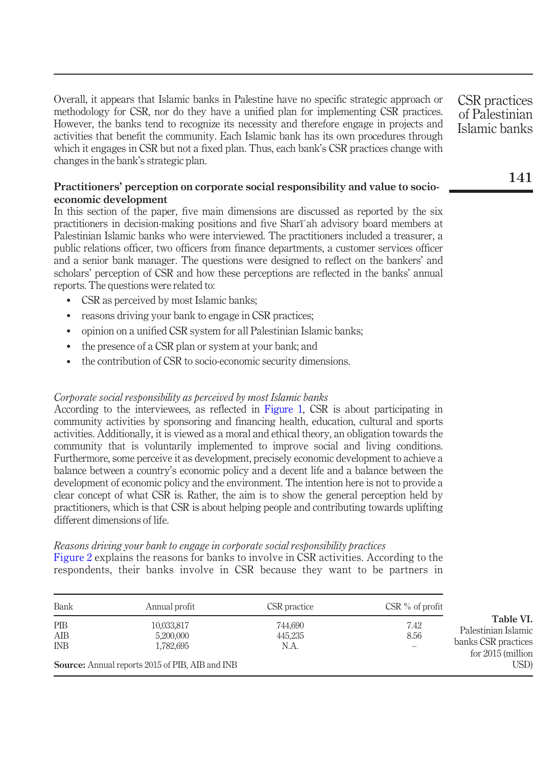Overall, it appears that Islamic banks in Palestine have no specific strategic approach or methodology for CSR, nor do they have a unified plan for implementing CSR practices. However, the banks tend to recognize its necessity and therefore engage in projects and activities that benefit the community. Each Islamic bank has its own procedures through which it engages in CSR but not a fixed plan. Thus, each bank's CSR practices change with changes in the bank's strategic plan.

### Practitioners' perception on corporate social responsibility and value to socio-economic development

In this section of the paper, five main dimensions are discussed as reported by the six practitioners in decision-making positions and five Sharīʿah advisory board members at Palestinian Islamic banks who were interviewed. The practitioners included a treasurer, a public relations officer, two officers from finance departments, a customer services officer and a senior bank manager. The questions were designed to reflect on the bankers' and scholars' perception of CSR and how these perceptions are reflected in the banks' annual reports. The questions were related to:

- CSR as perceived by most Islamic banks;
- reasons driving your bank to engage in CSR practices;
- opinion on a unified CSR system for all Palestinian Islamic banks;
- the presence of a CSR plan or system at your bank; and
- the contribution of CSR to socio-economic security dimensions.

#### *Corporate social responsibility as perceived by most Islamic banks*

According to the interviewees, as reflected in Figure 1, CSR is about participating in community activities by sponsoring and financing health, education, cultural and sports activities. Additionally, it is viewed as a moral and ethical theory, an obligation towards the community that is voluntarily implemented to improve social and living conditions. Furthermore, some perceive it as development, precisely economic development to achieve a balance between a country's economic policy and a decent life and a balance between the development of economic policy and the environment. The intention here is not to provide a clear concept of what CSR is. Rather, the aim is to show the general perception held by practitioners, which is that CSR is about helping people and contributing towards uplifting different dimensions of life.

#### *Reasons driving your bank to engage in corporate social responsibility practices*

Figure 2 explains the reasons for banks to involve in CSR activities. According to the respondents, their banks involve in CSR because they want to be partners in

| Bank | Annual profit | CSR practice | CSR % of profit |
|---|---|---|---|
| PIB | 10,033,817 | 744,690 | 7.42 |
| AIB | 5,200,000 | 445,235 | 8.56 |
| INB | 1,782,695 | N.A. | – |

**Source:** Annual reports 2015 of PIB, AIB and INB

**Table VI.** Palestinian Islamic banks CSR practices for 2015 (million USD)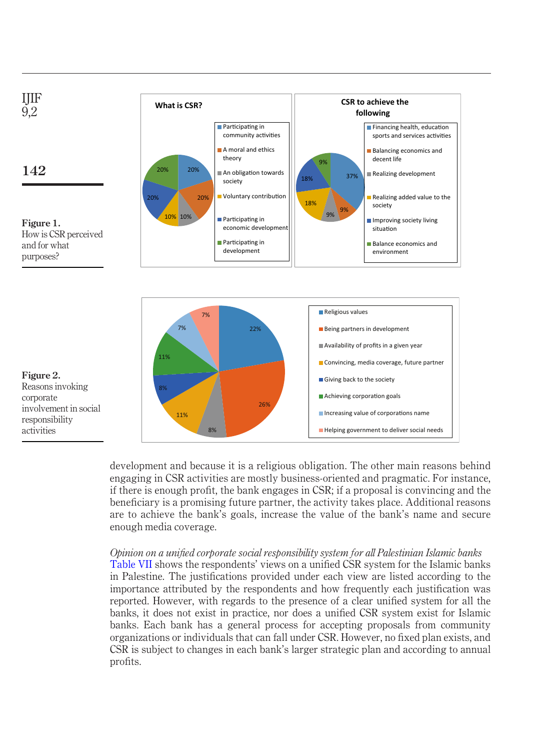**Figure 1.** How is CSR perceived and for what purposes?

**Figure 2.** Reasons invoking corporate involvement in social responsibility activities

development and because it is a religious obligation. The other main reasons behind engaging in CSR activities are mostly business-oriented and pragmatic. For instance, if there is enough profit, the bank engages in CSR; if a proposal is convincing and the beneficiary is a promising future partner, the activity takes place. Additional reasons are to achieve the bank's goals, increase the value of the bank's name and secure enough media coverage.

*Opinion on a unified corporate social responsibility system for all Palestinian Islamic banks*

Table VII shows the respondents' views on a unified CSR system for the Islamic banks in Palestine. The justifications provided under each view are listed according to the importance attributed by the respondents and how frequently each justification was reported. However, with regards to the presence of a clear unified system for all the banks, it does not exist in practice, nor does a unified CSR system exist for Islamic banks. Each bank has a general process for accepting proposals from community organizations or individuals that can fall under CSR. However, no fixed plan exists, and CSR is subject to changes in each bank's larger strategic plan and according to annual profits.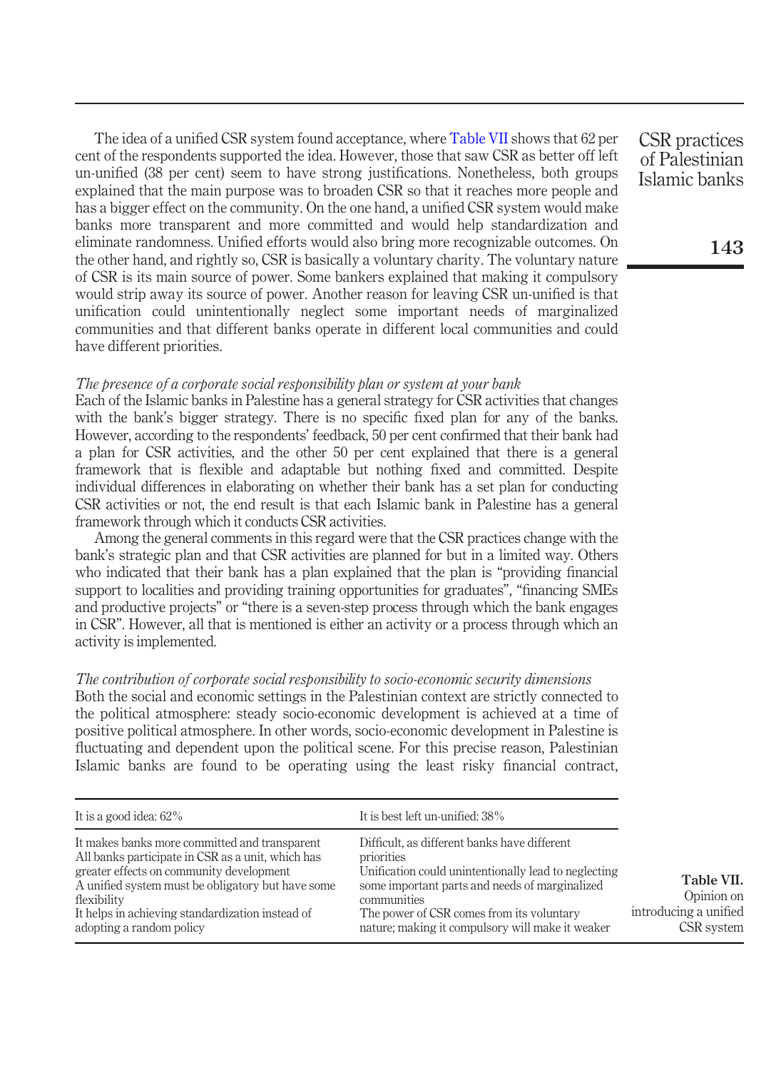The idea of a unified CSR system found acceptance, where Table VII shows that 62 per cent of the respondents supported the idea. However, those that saw CSR as better off left un-unified (38 per cent) seem to have strong justifications. Nonetheless, both groups explained that the main purpose was to broaden CSR so that it reaches more people and has a bigger effect on the community. On the one hand, a unified CSR system would make banks more transparent and more committed and would help standardization and eliminate randomness. Unified efforts would also bring more recognizable outcomes. On the other hand, and rightly so, CSR is basically a voluntary charity. The voluntary nature of CSR is its main source of power. Some bankers explained that making it compulsory would strip away its source of power. Another reason for leaving CSR un-unified is that unification could unintentionally neglect some important needs of marginalized communities and that different banks operate in different local communities and could have different priorities.

*The presence of a corporate social responsibility plan or system at your bank*

Each of the Islamic banks in Palestine has a general strategy for CSR activities that changes with the bank's bigger strategy. There is no specific fixed plan for any of the banks. However, according to the respondents' feedback, 50 per cent confirmed that their bank had a plan for CSR activities, and the other 50 per cent explained that there is a general framework that is flexible and adaptable but nothing fixed and committed. Despite individual differences in elaborating on whether their bank has a set plan for conducting CSR activities or not, the end result is that each Islamic bank in Palestine has a general framework through which it conducts CSR activities.

Among the general comments in this regard were that the CSR practices change with the bank's strategic plan and that CSR activities are planned for but in a limited way. Others who indicated that their bank has a plan explained that the plan is "providing financial support to localities and providing training opportunities for graduates", "financing SMEs and productive projects" or "there is a seven-step process through which the bank engages in CSR". However, all that is mentioned is either an activity or a process through which an activity is implemented.

*The contribution of corporate social responsibility to socio-economic security dimensions*

Both the social and economic settings in the Palestinian context are strictly connected to the political atmosphere: steady socio-economic development is achieved at a time of positive political atmosphere. In other words, socio-economic development in Palestine is fluctuating and dependent upon the political scene. For this precise reason, Palestinian Islamic banks are found to be operating using the least risky financial contract,

| It is a good idea: 62% | It is best left un-unified: 38% |
|---|---|
| It makes banks more committed and transparent | Difficult, as different banks have different priorities |
| All banks participate in CSR as a unit, which has greater effects on community development | Unification could unintentionally lead to neglecting some important parts and needs of marginalized communities |
| A unified system must be obligatory but have some flexibility | The power of CSR comes from its voluntary nature; making it compulsory will make it weaker |
| It helps in achieving standardization instead of adopting a random policy | |

**Table VII.** Opinion on introducing a unified CSR system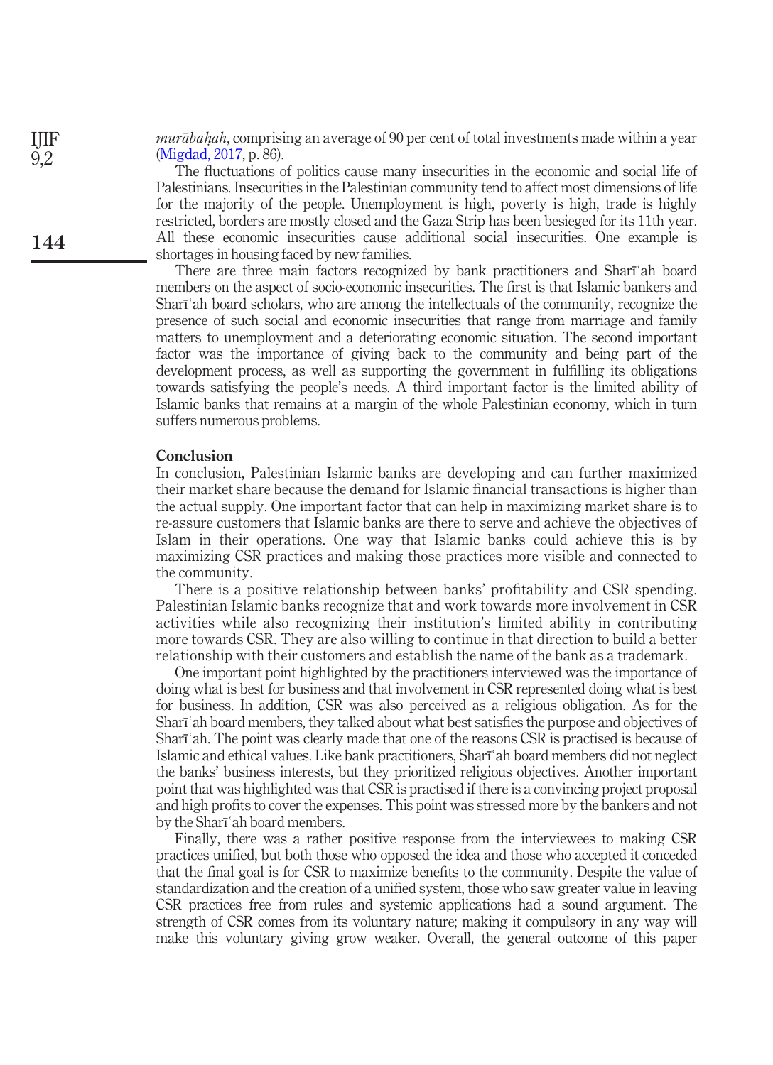*murābaḥah*, comprising an average of 90 per cent of total investments made within a year (Migdad, 2017, p. 86).

The fluctuations of politics cause many insecurities in the economic and social life of Palestinians. Insecurities in the Palestinian community tend to affect most dimensions of life for the majority of the people. Unemployment is high, poverty is high, trade is highly restricted, borders are mostly closed and the Gaza Strip has been besieged for its 11th year. All these economic insecurities cause additional social insecurities. One example is shortages in housing faced by new families.

There are three main factors recognized by bank practitioners and Sharīʿah board members on the aspect of socio-economic insecurities. The first is that Islamic bankers and Sharīʿah board scholars, who are among the intellectuals of the community, recognize the presence of such social and economic insecurities that range from marriage and family matters to unemployment and a deteriorating economic situation. The second important factor was the importance of giving back to the community and being part of the development process, as well as supporting the government in fulfilling its obligations towards satisfying the people's needs. A third important factor is the limited ability of Islamic banks that remains at a margin of the whole Palestinian economy, which in turn suffers numerous problems.

## Conclusion

In conclusion, Palestinian Islamic banks are developing and can further maximized their market share because the demand for Islamic financial transactions is higher than the actual supply. One important factor that can help in maximizing market share is to re-assure customers that Islamic banks are there to serve and achieve the objectives of Islam in their operations. One way that Islamic banks could achieve this is by maximizing CSR practices and making those practices more visible and connected to the community.

There is a positive relationship between banks' profitability and CSR spending. Palestinian Islamic banks recognize that and work towards more involvement in CSR activities while also recognizing their institution's limited ability in contributing more towards CSR. They are also willing to continue in that direction to build a better relationship with their customers and establish the name of the bank as a trademark.

One important point highlighted by the practitioners interviewed was the importance of doing what is best for business and that involvement in CSR represented doing what is best for business. In addition, CSR was also perceived as a religious obligation. As for the Sharīʿah board members, they talked about what best satisfies the purpose and objectives of Sharīʿah. The point was clearly made that one of the reasons CSR is practised is because of Islamic and ethical values. Like bank practitioners, Sharīʿah board members did not neglect the banks' business interests, but they prioritized religious objectives. Another important point that was highlighted was that CSR is practised if there is a convincing project proposal and high profits to cover the expenses. This point was stressed more by the bankers and not by the Sharīʿah board members.

Finally, there was a rather positive response from the interviewees to making CSR practices unified, but both those who opposed the idea and those who accepted it conceded that the final goal is for CSR to maximize benefits to the community. Despite the value of standardization and the creation of a unified system, those who saw greater value in leaving CSR practices free from rules and systemic applications had a sound argument. The strength of CSR comes from its voluntary nature; making it compulsory in any way will make this voluntary giving grow weaker. Overall, the general outcome of this paper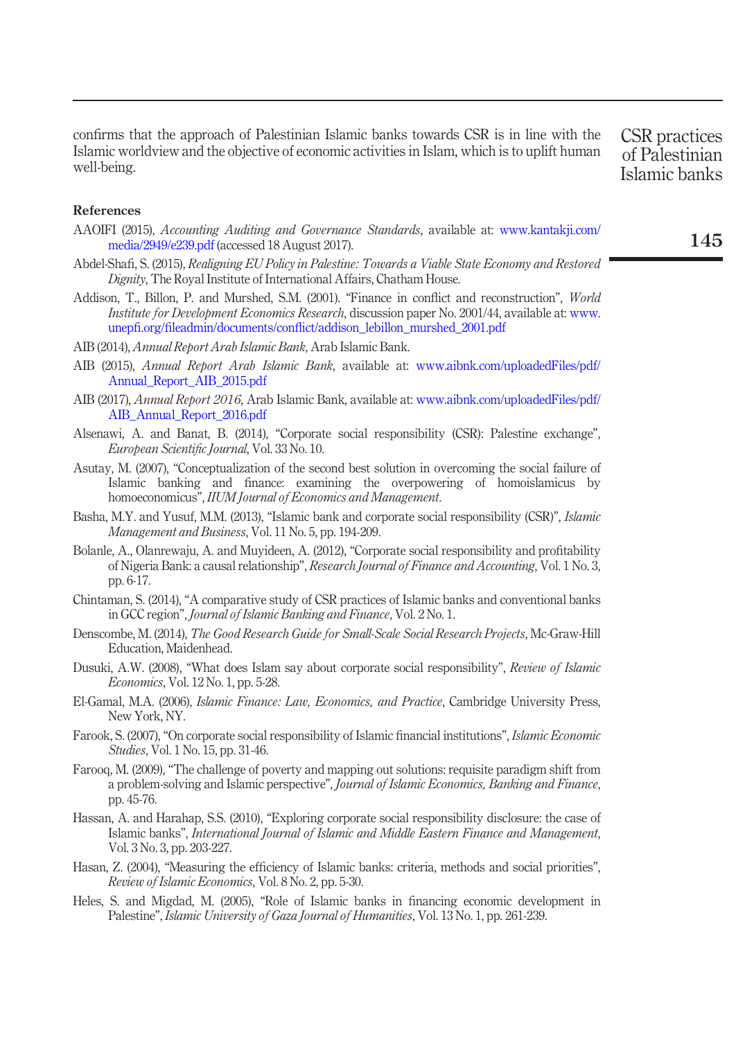confirms that the approach of Palestinian Islamic banks towards CSR is in line with the Islamic worldview and the objective of economic activities in Islam, which is to uplift human well-being.

## References

AAOIFI (2015), *Accounting Auditing and Governance Standards*, available at: www.kantakji.com/media/2949/e239.pdf (accessed 18 August 2017).

Abdel-Shafi, S. (2015), *Realigning EU Policy in Palestine: Towards a Viable State Economy and Restored Dignity*, The Royal Institute of International Affairs, Chatham House.

Addison, T., Billon, P. and Murshed, S.M. (2001). "Finance in conflict and reconstruction", *World Institute for Development Economics Research*, discussion paper No. 2001/44, available at: www.unepfi.org/fileadmin/documents/conflict/addison_lebillon_murshed_2001.pdf

AIB (2014), *Annual Report Arab Islamic Bank*, Arab Islamic Bank.

AIB (2015), *Annual Report Arab Islamic Bank*, available at: www.aibnk.com/uploadedFiles/pdf/Annual_Report_AIB_2015.pdf

AIB (2017), *Annual Report 2016*, Arab Islamic Bank, available at: www.aibnk.com/uploadedFiles/pdf/AIB_Annual_Report_2016.pdf

Alsenawi, A. and Banat, B. (2014), "Corporate social responsibility (CSR): Palestine exchange", *European Scientific Journal*, Vol. 33 No. 10.

Asutay, M. (2007), "Conceptualization of the second best solution in overcoming the social failure of Islamic banking and finance: examining the overpowering of homoislamicus by homoeconomicus", *IIUM Journal of Economics and Management*.

Basha, M.Y. and Yusuf, M.M. (2013), "Islamic bank and corporate social responsibility (CSR)", *Islamic Management and Business*, Vol. 11 No. 5, pp. 194-209.

Bolanle, A., Olanrewaju, A. and Muyideen, A. (2012), "Corporate social responsibility and profitability of Nigeria Bank: a causal relationship", *Research Journal of Finance and Accounting*, Vol. 1 No. 3, pp. 6-17.

Chintaman, S. (2014), "A comparative study of CSR practices of Islamic banks and conventional banks in GCC region", *Journal of Islamic Banking and Finance*, Vol. 2 No. 1.

Denscombe, M. (2014), *The Good Research Guide for Small-Scale Social Research Projects*, Mc-Graw-Hill Education, Maidenhead.

Dusuki, A.W. (2008), "What does Islam say about corporate social responsibility", *Review of Islamic Economics*, Vol. 12 No. 1, pp. 5-28.

El-Gamal, M.A. (2006), *Islamic Finance: Law, Economics, and Practice*, Cambridge University Press, New York, NY.

Farook, S. (2007), "On corporate social responsibility of Islamic financial institutions", *Islamic Economic Studies*, Vol. 1 No. 15, pp. 31-46.

Farooq, M. (2009), "The challenge of poverty and mapping out solutions: requisite paradigm shift from a problem-solving and Islamic perspective", *Journal of Islamic Economics, Banking and Finance*, pp. 45-76.

Hassan, A. and Harahap, S.S. (2010), "Exploring corporate social responsibility disclosure: the case of Islamic banks", *International Journal of Islamic and Middle Eastern Finance and Management*, Vol. 3 No. 3, pp. 203-227.

Hasan, Z. (2004), "Measuring the efficiency of Islamic banks: criteria, methods and social priorities", *Review of Islamic Economics*, Vol. 8 No. 2, pp. 5-30.

Heles, S. and Migdad, M. (2005), "Role of Islamic banks in financing economic development in Palestine", *Islamic University of Gaza Journal of Humanities*, Vol. 13 No. 1, pp. 261-239.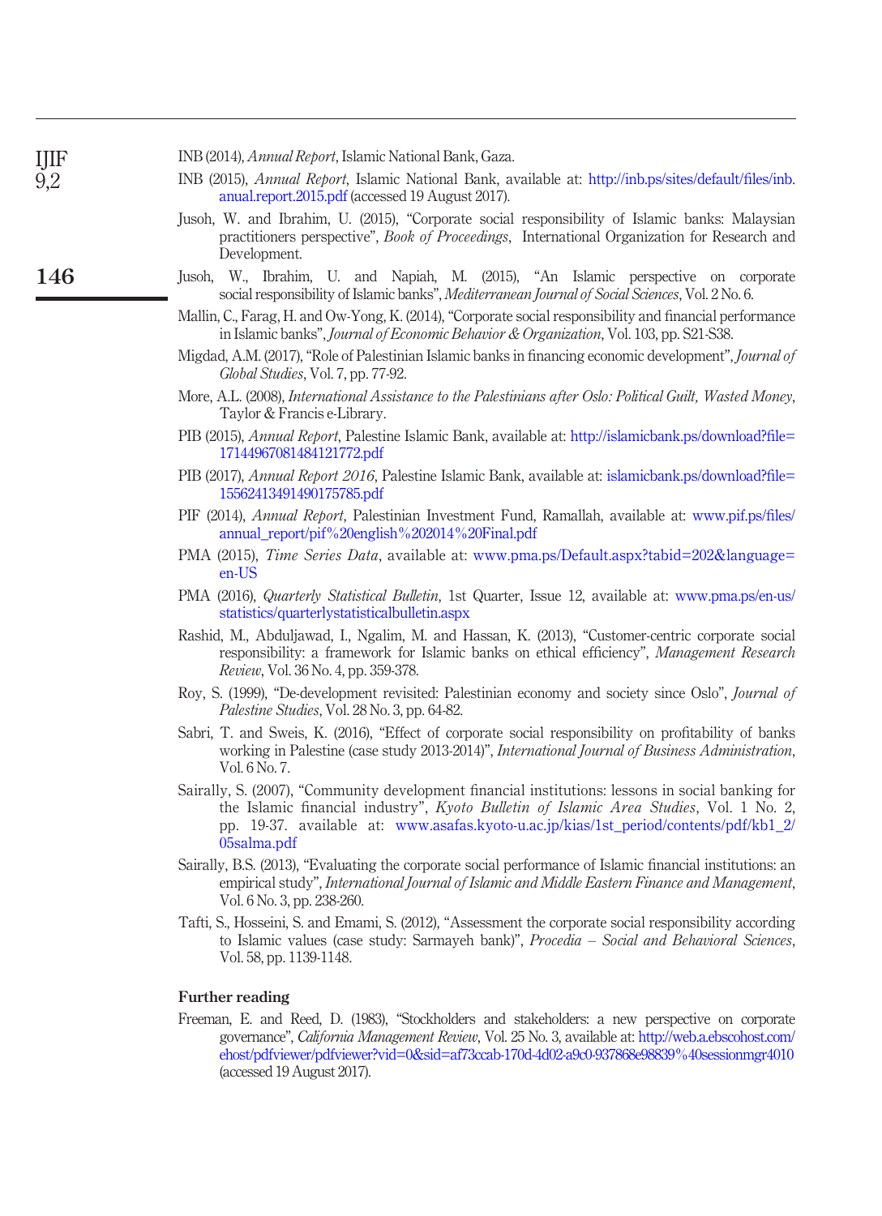INB (2014), *Annual Report*, Islamic National Bank, Gaza.

INB (2015), *Annual Report*, Islamic National Bank, available at: http://inb.ps/sites/default/files/inb.anual.report.2015.pdf (accessed 19 August 2017).

Jusoh, W. and Ibrahim, U. (2015), "Corporate social responsibility of Islamic banks: Malaysian practitioners perspective", *Book of Proceedings*, International Organization for Research and Development.

Jusoh, W., Ibrahim, U. and Napiah, M. (2015), "An Islamic perspective on corporate social responsibility of Islamic banks", *Mediterranean Journal of Social Sciences*, Vol. 2 No. 6.

Mallin, C., Farag, H. and Ow-Yong, K. (2014), "Corporate social responsibility and financial performance in Islamic banks", *Journal of Economic Behavior & Organization*, Vol. 103, pp. S21-S38.

Migdad, A.M. (2017), "Role of Palestinian Islamic banks in financing economic development", *Journal of Global Studies*, Vol. 7, pp. 77-92.

More, A.L. (2008), *International Assistance to the Palestinians after Oslo: Political Guilt, Wasted Money*, Taylor & Francis e-Library.

PIB (2015), *Annual Report*, Palestine Islamic Bank, available at: http://islamicbank.ps/download?file=17144967081484121772.pdf

PIB (2017), *Annual Report 2016*, Palestine Islamic Bank, available at: islamicbank.ps/download?file=15562413491490175785.pdf

PIF (2014), *Annual Report*, Palestinian Investment Fund, Ramallah, available at: www.pif.ps/files/annual_report/pif%20english%202014%20Final.pdf

PMA (2015), *Time Series Data*, available at: www.pma.ps/Default.aspx?tabid=202&language=en-US

PMA (2016), *Quarterly Statistical Bulletin*, 1st Quarter, Issue 12, available at: www.pma.ps/en-us/statistics/quarterlystatisticalbulletin.aspx

Rashid, M., Abduljawad, I., Ngalim, M. and Hassan, K. (2013), "Customer-centric corporate social responsibility: a framework for Islamic banks on ethical efficiency", *Management Research Review*, Vol. 36 No. 4, pp. 359-378.

Roy, S. (1999), "De-development revisited: Palestinian economy and society since Oslo", *Journal of Palestine Studies*, Vol. 28 No. 3, pp. 64-82.

Sabri, T. and Sweis, K. (2016), "Effect of corporate social responsibility on profitability of banks working in Palestine (case study 2013-2014)", *International Journal of Business Administration*, Vol. 6 No. 7.

Sairally, S. (2007), "Community development financial institutions: lessons in social banking for the Islamic financial industry", *Kyoto Bulletin of Islamic Area Studies*, Vol. 1 No. 2, pp. 19-37. available at: www.asafas.kyoto-u.ac.jp/kias/1st_period/contents/pdf/kb1_2/05salma.pdf

Sairally, B.S. (2013), "Evaluating the corporate social performance of Islamic financial institutions: an empirical study", *International Journal of Islamic and Middle Eastern Finance and Management*, Vol. 6 No. 3, pp. 238-260.

Tafti, S., Hosseini, S. and Emami, S. (2012), "Assessment the corporate social responsibility according to Islamic values (case study: Sarmayeh bank)", *Procedia – Social and Behavioral Sciences*, Vol. 58, pp. 1139-1148.

## Further reading

Freeman, E. and Reed, D. (1983), "Stockholders and stakeholders: a new perspective on corporate governance", *California Management Review*, Vol. 25 No. 3, available at: http://web.a.ebscohost.com/ehost/pdfviewer/pdfviewer?vid=0&sid=af73ccab-170d-4d02-a9c0-937868e98839%40sessionmgr4010 (accessed 19 August 2017).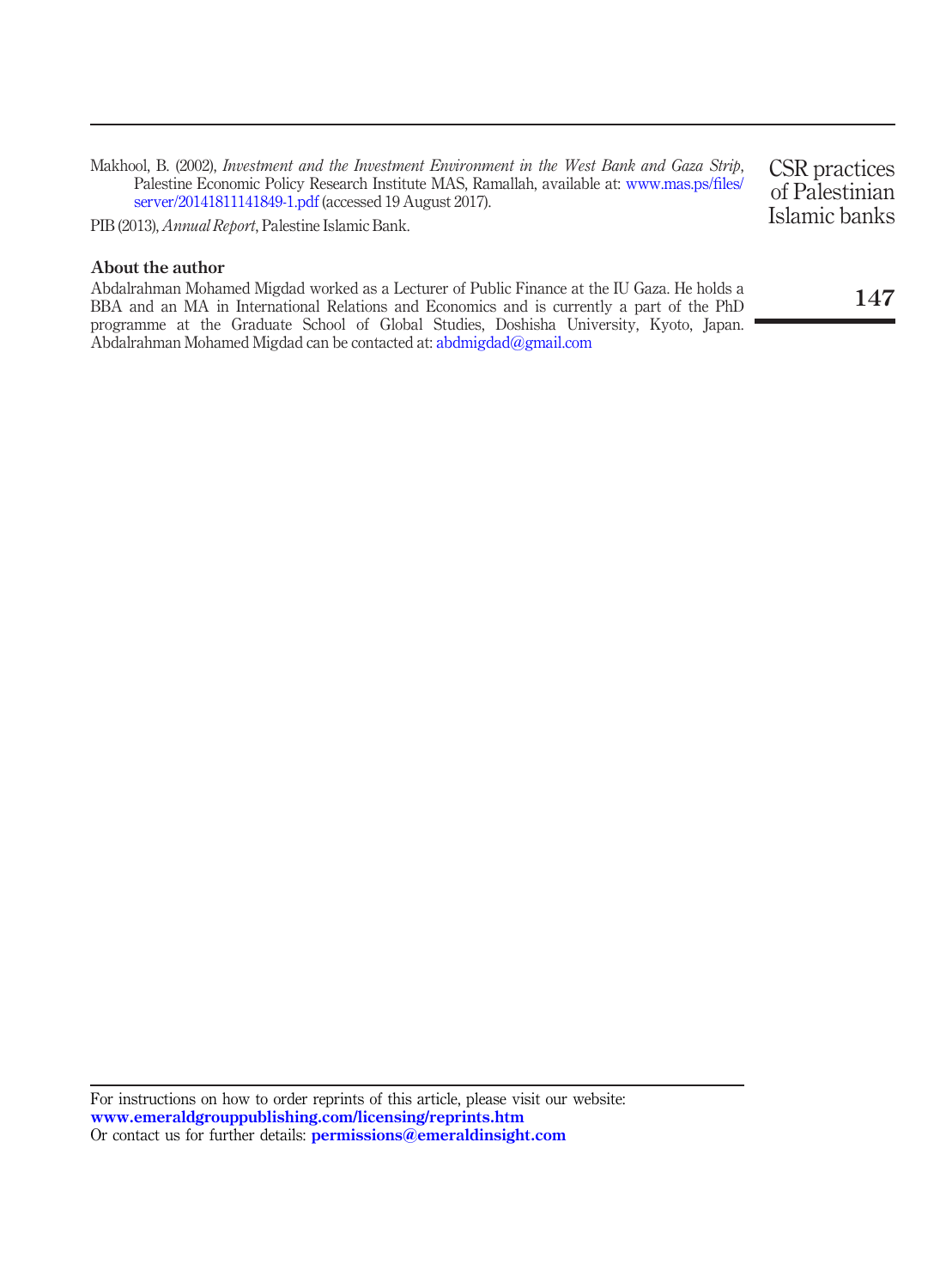Makhool, B. (2002), *Investment and the Investment Environment in the West Bank and Gaza Strip*, Palestine Economic Policy Research Institute MAS, Ramallah, available at: www.mas.ps/files/server/20141811141849-1.pdf (accessed 19 August 2017).

PIB (2013), *Annual Report*, Palestine Islamic Bank.

## About the author

Abdalrahman Mohamed Migdad worked as a Lecturer of Public Finance at the IU Gaza. He holds a BBA and an MA in International Relations and Economics and is currently a part of the PhD programme at the Graduate School of Global Studies, Doshisha University, Kyoto, Japan. Abdalrahman Mohamed Migdad can be contacted at: abdmigdad@gmail.com

For instructions on how to order reprints of this article, please visit our website:
**www.emeraldgrouppublishing.com/licensing/reprints.htm**
Or contact us for further details: **permissions@emeraldinsight.com**